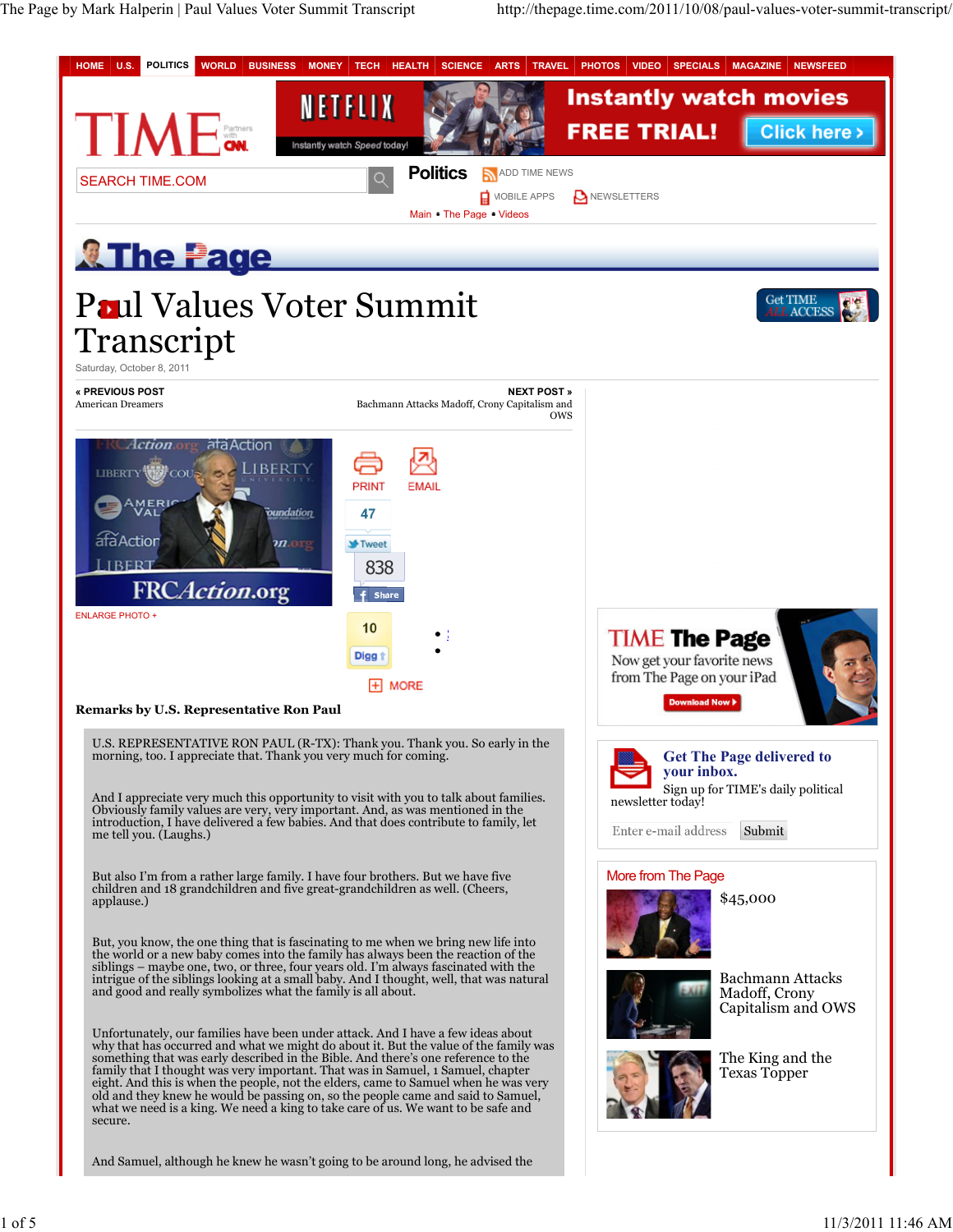# Paul Values Voter Summit Transcript

Saturday, October 8, 2011

**Remarks by U.S. Representative Ron Paul**

U.S. REPRESENTATIVE RON PAUL (R-TX): Thank you. Thank you. So early in the morning, too. I appreciate that. Thank you very much for coming.

And I appreciate very much this opportunity to visit with you to talk about families. Obviously family values are very, very important. And, as was mentioned in the introduction, I have delivered a few babies. And that does contribute to family, let me tell you. (Laughs.)

But also I'm from a rather large family. I have four brothers. But we have five children and 18 grandchildren and five great-grandchildren as well. (Cheers, applause.)

But, you know, the one thing that is fascinating to me when we bring new life into the world or a new baby comes into the family has always been the reaction of the siblings – maybe one, two, or three, four years old. I'm always fascinated with the intrigue of the siblings looking at a small baby. And I thought, well, that was natural and good and really symbolizes what the family is all about.

Unfortunately, our families have been under attack. And I have a few ideas about why that has occurred and what we might do about it. But the value of the family was something that was early described in the Bible. And there's one reference to the family that I thought was very important. That was in Samuel, 1 Samuel, chapter eight. And this is when the people, not the elders, came to Samuel when he was very old and they knew he would be passing on, so the people came and said to Samuel, what we need is a king. We need a king to take care of us. We want to be safe and secure.

And Samuel, although he knew he wasn't going to be around long, he advised the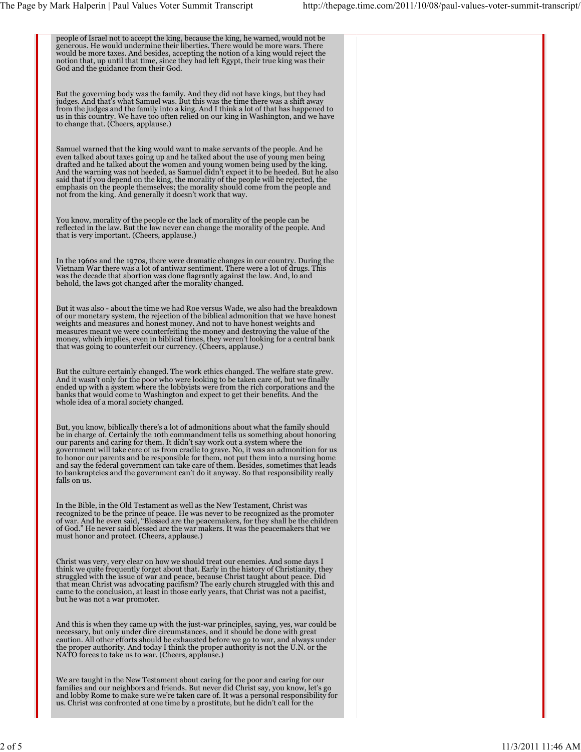people of Israel not to accept the king, because the king, he warned, would not be generous. He would undermine their liberties. There would be more wars. There would be more taxes. And besides, accepting the notion of a king would reject the notion that, up until that time, since they had left Egypt, their true king was their God and the guidance from their God.

But the governing body was the family. And they did not have kings, but they had judges. And that's what Samuel was. But this was the time there was a shift away from the judges and the family into a king. And I think a lot of that has happened to us in this country. We have too often relied on our king in Washington, and we have to change that. (Cheers, applause.)

Samuel warned that the king would want to make servants of the people. And he even talked about taxes going up and he talked about the use of young men being drafted and he talked about the women and young women being used by the king. And the warning was not heeded, as Samuel didn't expect it to be heeded. But he also said that if you depend on the king, the morality of the people will be rejected, the emphasis on the people themselves; the morality should come from the people and not from the king. And generally it doesn't work that way.

You know, morality of the people or the lack of morality of the people can be reflected in the law. But the law never can change the morality of the people. And that is very important. (Cheers, applause.)

In the 1960s and the 1970s, there were dramatic changes in our country. During the Vietnam War there was a lot of antiwar sentiment. There were a lot of drugs. This was the decade that abortion was done flagrantly against the law. And, lo and behold, the laws got changed after the morality changed.

But it was also - about the time we had Roe versus Wade, we also had the breakdown of our monetary system, the rejection of the biblical admonition that we have honest weights and measures and honest money. And not to have honest weights and measures meant we were counterfeiting the money and destroying the value of the money, which implies, even in biblical times, they weren't looking for a central bank that was going to counterfeit our currency. (Cheers, applause.)

But the culture certainly changed. The work ethics changed. The welfare state grew. And it wasn't only for the poor who were looking to be taken care of, but we finally ended up with a system where the lobbyists were from the rich corporations and the banks that would come to Washington and expect to get their benefits. And the whole idea of a moral society changed.

But, you know, biblically there's a lot of admonitions about what the family should be in charge of. Certainly the 10th commandment tells us something about honoring our parents and caring for them. It didn't say work out a system where the government will take care of us from cradle to grave. No, it was an admonition for us to honor our parents and be responsible for them, not put them into a nursing home and say the federal government can take care of them. Besides, sometimes that leads to bankruptcies and the government can't do it anyway. So that responsibility really falls on us.

In the Bible, in the Old Testament as well as the New Testament, Christ was recognized to be the prince of peace. He was never to be recognized as the promoter of war. And he even said, "Blessed are the peacemakers, for they shall be the children of God." He never said blessed are the war makers. It was the peacemakers that we must honor and protect. (Cheers, applause.)

Christ was very, very clear on how we should treat our enemies. And some days I think we quite frequently forget about that. Early in the history of Christianity, they struggled with the issue of war and peace, because Christ taught about peace. Did that mean Christ was advocating pacifism? The early church struggled with this and came to the conclusion, at least in those early years, that Christ was not a pacifist, but he was not a war promoter.

And this is when they came up with the just-war principles, saying, yes, war could be necessary, but only under dire circumstances, and it should be done with great caution. All other efforts should be exhausted before we go to war, and always under the proper authority. And today I think the proper authority is not the U.N. or the NATO forces to take us to war. (Cheers, applause.)

We are taught in the New Testament about caring for the poor and caring for our families and our neighbors and friends. But never did Christ say, you know, let's go and lobby Rome to make sure we're taken care of. It was a personal responsibility for us. Christ was confronted at one time by a prostitute, but he didn't call for the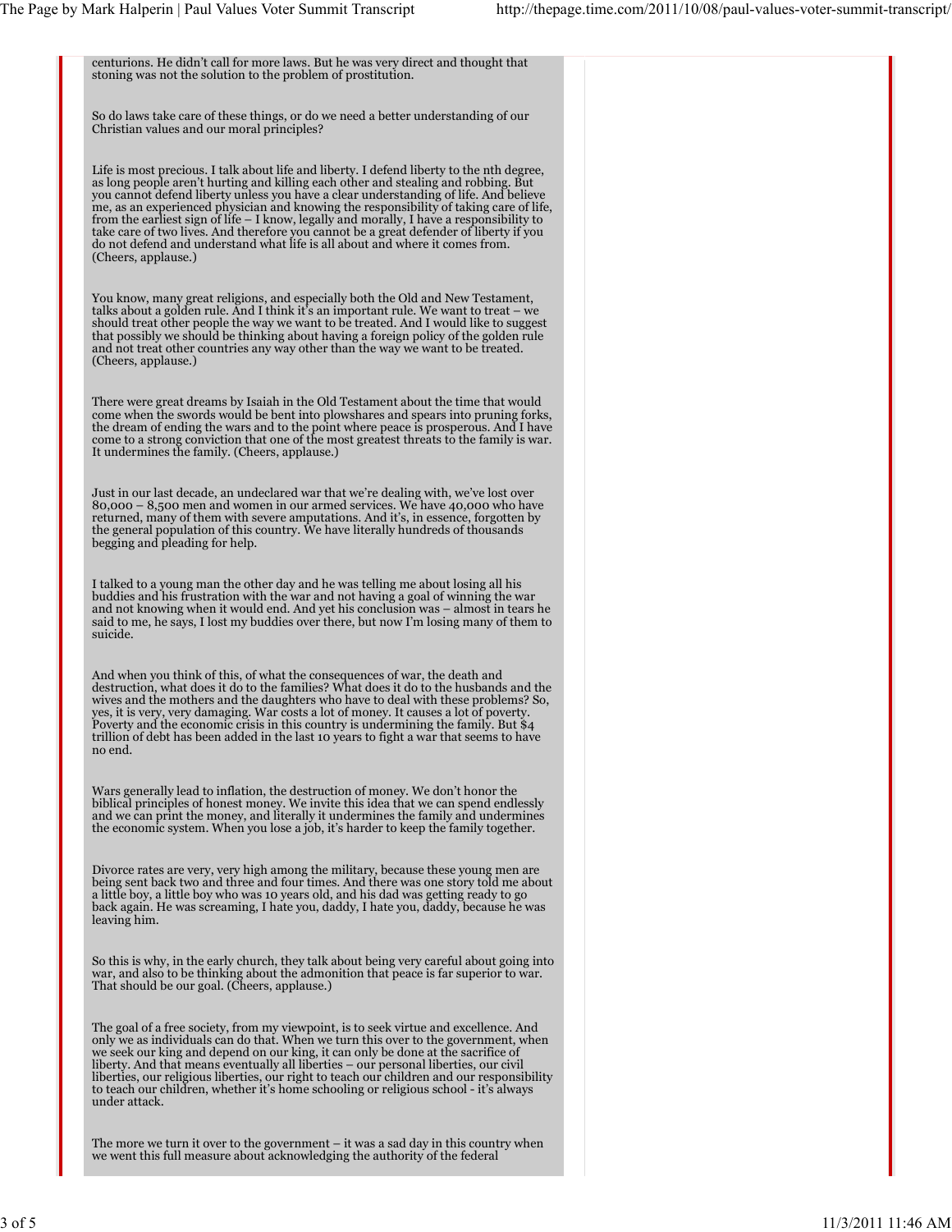centurions. He didn't call for more laws. But he was very direct and thought that stoning was not the solution to the problem of prostitution.

So do laws take care of these things, or do we need a better understanding of our Christian values and our moral principles?

Life is most precious. I talk about life and liberty. I defend liberty to the nth degree, as long people aren't hurting and killing each other and stealing and robbing. But you cannot defend liberty unless you have a clear understanding of life. And believe me, as an experienced physician and knowing the responsibility of taking care of life, from the earliest sign of life – I know, legally and morally, I have a responsibility to take care of two lives. And therefore you cannot be a great defender of liberty if you do not defend and understand what life is all about and where it comes from. (Cheers, applause.)

You know, many great religions, and especially both the Old and New Testament, talks about a golden rule. And I think it's an important rule. We want to treat – we should treat other people the way we want to be treated. And I would like to suggest that possibly we should be thinking about having a foreign policy of the golden rule and not treat other countries any way other than the way we want to be treated. (Cheers, applause.)

There were great dreams by Isaiah in the Old Testament about the time that would come when the swords would be bent into plowshares and spears into pruning forks, the dream of ending the wars and to the point where peace is prosperous. And I have come to a strong conviction that one of the most greatest threats to the family is war. It undermines the family. (Cheers, applause.)

Just in our last decade, an undeclared war that we're dealing with, we've lost over 80,000 – 8,500 men and women in our armed services. We have 40,000 who have returned, many of them with severe amputations. And it's, in essence, forgotten by the general population of this country. We have literally hundreds of thousands begging and pleading for help.

I talked to a young man the other day and he was telling me about losing all his buddies and his frustration with the war and not having a goal of winning the war and not knowing when it would end. And yet his conclusion was – almost in tears he said to me, he says, I lost my buddies over there, but now I'm losing many of them to suicide.

And when you think of this, of what the consequences of war, the death and destruction, what does it do to the families? What does it do to the husbands and the wives and the mothers and the daughters who have to deal with these problems? So, yes, it is very, very damaging. War costs a lot of money. It causes a lot of poverty. Poverty and the economic crisis in this country is undermining the family. But $4 trillion of debt has been added in the last 10 years to fight a war that seems to have no end.

Wars generally lead to inflation, the destruction of money. We don't honor the biblical principles of honest money. We invite this idea that we can spend endlessly and we can print the money, and literally it undermines the family and undermines the economic system. When you lose a job, it's harder to keep the family together.

Divorce rates are very, very high among the military, because these young men are being sent back two and three and four times. And there was one story told me about a little boy, a little boy who was 10 years old, and his dad was getting ready to go back again. He was screaming, I hate you, daddy, I hate you, daddy, because he was leaving him.

So this is why, in the early church, they talk about being very careful about going into war, and also to be thinking about the admonition that peace is far superior to war. That should be our goal. (Cheers, applause.)

The goal of a free society, from my viewpoint, is to seek virtue and excellence. And only we as individuals can do that. When we turn this over to the government, when we seek our king and depend on our king, it can only be done at the sacrifice of liberty. And that means eventually all liberties – our personal liberties, our civil liberties, our religious liberties, our right to teach our children and our responsibility to teach our children, whether it's home schooling or religious school - it's always under attack.

The more we turn it over to the government – it was a sad day in this country when we went this full measure about acknowledging the authority of the federal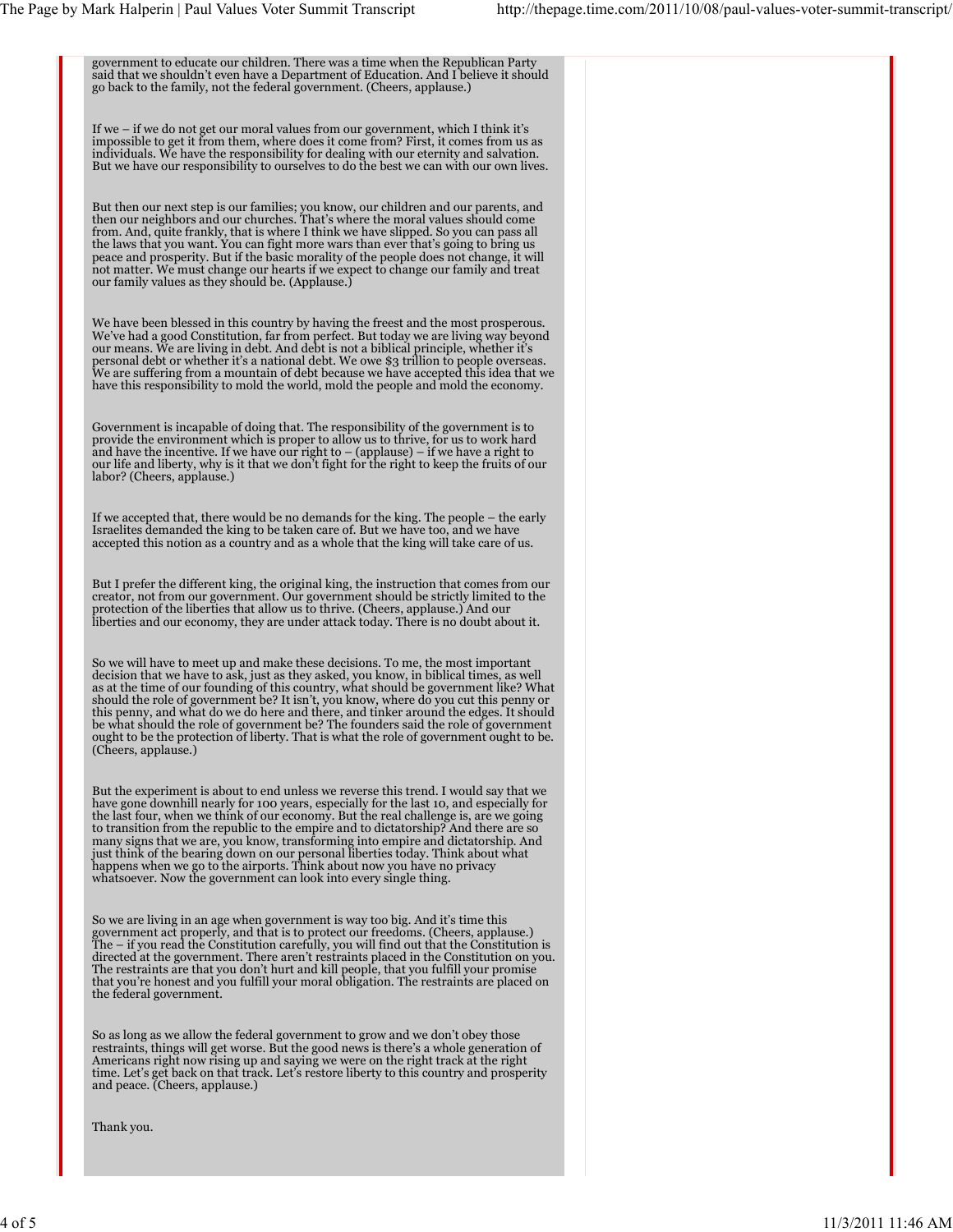government to educate our children. There was a time when the Republican Party said that we shouldn't even have a Department of Education. And I believe it should go back to the family, not the federal government. (Cheers, applause.)

If we – if we do not get our moral values from our government, which I think it's impossible to get it from them, where does it come from? First, it comes from us as individuals. We have the responsibility for dealing with our eternity and salvation. But we have our responsibility to ourselves to do the best we can with our own lives.

But then our next step is our families; you know, our children and our parents, and then our neighbors and our churches. That's where the moral values should come from. And, quite frankly, that is where I think we have slipped. So you can pass all the laws that you want. You can fight more wars than ever that's going to bring us peace and prosperity. But if the basic morality of the people does not change, it will not matter. We must change our hearts if we expect to change our family and treat our family values as they should be. (Applause.)

We have been blessed in this country by having the freest and the most prosperous. We've had a good Constitution, far from perfect. But today we are living way beyond our means. We are living in debt. And debt is not a biblical principle, whether it's personal debt or whether it's a national debt. We owe $3 trillion to people overseas. We are suffering from a mountain of debt because we have accepted this idea that we have this responsibility to mold the world, mold the people and mold the economy.

Government is incapable of doing that. The responsibility of the government is to provide the environment which is proper to allow us to thrive, for us to work hard and have the incentive. If we have our right to – (applause) – if we have a right to our life and liberty, why is it that we don't fight for the right to keep the fruits of our labor? (Cheers, applause.)

If we accepted that, there would be no demands for the king. The people – the early Israelites demanded the king to be taken care of. But we have too, and we have accepted this notion as a country and as a whole that the king will take care of us.

But I prefer the different king, the original king, the instruction that comes from our creator, not from our government. Our government should be strictly limited to the protection of the liberties that allow us to thrive. (Cheers, applause.) And our liberties and our economy, they are under attack today. There is no doubt about it.

So we will have to meet up and make these decisions. To me, the most important decision that we have to ask, just as they asked, you know, in biblical times, as well as at the time of our founding of this country, what should be government like? What should the role of government be? It isn't, you know, where do you cut this penny or this penny, and what do we do here and there, and tinker around the edges. It should be what should the role of government be? The founders said the role of government ought to be the protection of liberty. That is what the role of government ought to be. (Cheers, applause.)

But the experiment is about to end unless we reverse this trend. I would say that we have gone downhill nearly for 100 years, especially for the last 10, and especially for the last four, when we think of our economy. But the real challenge is, are we going to transition from the republic to the empire and to dictatorship? And there are so many signs that we are, you know, transforming into empire and dictatorship. And just think of the bearing down on our personal liberties today. Think about what happens when we go to the airports. Think about now you have no privacy whatsoever. Now the government can look into every single thing.

So we are living in an age when government is way too big. And it's time this government act properly, and that is to protect our freedoms. (Cheers, applause.) The – if you read the Constitution carefully, you will find out that the Constitution is directed at the government. There aren't restraints placed in the Constitution on you. The restraints are that you don't hurt and kill people, that you fulfill your promise that you're honest and you fulfill your moral obligation. The restraints are placed on the federal government.

So as long as we allow the federal government to grow and we don't obey those restraints, things will get worse. But the good news is there's a whole generation of Americans right now rising up and saying we were on the right track at the right time. Let's get back on that track. Let's restore liberty to this country and prosperity and peace. (Cheers, applause.)

Thank you.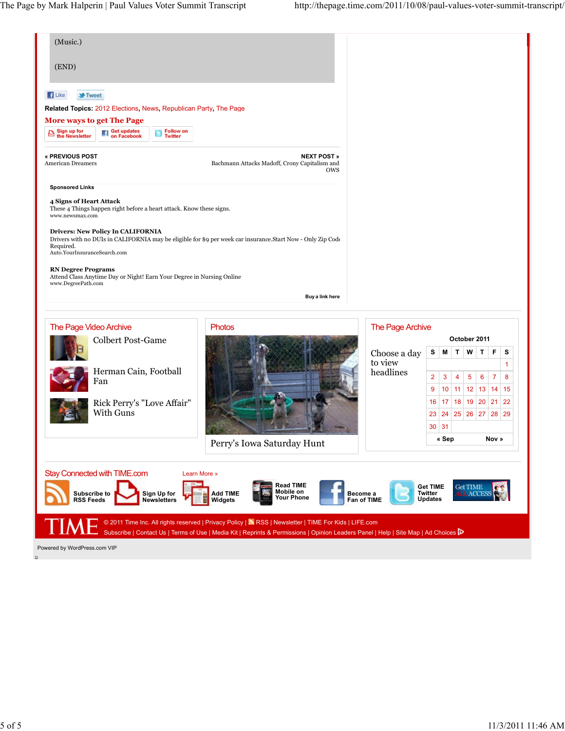(Music.)

(END)

Like Tweet

**Related Topics:** 2012 Elections, News, Republican Party, The Page

**More ways to get The Page**

Sign up for the Newsletter | Get updates on Facebook | Follow on Twitter

**« PREVIOUS POST**
American Dreamers

**NEXT POST »**
Bachmann Attacks Madoff, Crony Capitalism and OWS

**Sponsored Links**

**4 Signs of Heart Attack**
These 4 Things happen right before a heart attack. Know these signs.
www.newsmax.com

**Drivers: New Policy In CALIFORNIA**
Drivers with no DUIs in CALIFORNIA may be eligible for $9 per week car insurance.Start Now - Only Zip Code Required.
Auto.YourInsuranceSearch.com

**RN Degree Programs**
Attend Class Anytime Day or Night! Earn Your Degree in Nursing Online
www.DegreePath.com

Buy a link here

## The Page Video Archive

Colbert Post-Game

Herman Cain, Football Fan

Rick Perry's "Love Affair" With Guns

## Photos

Perry's Iowa Saturday Hunt

## The Page Archive

Choose a day to view headlines

October 2011

| S | M | T | W | T | F | S |
|---|---|---|---|---|---|---|
| | | | | | | 1 |
| 2 | 3 | 4 | 5 | 6 | 7 | 8 |
| 9 | 10 | 11 | 12 | 13 | 14 | 15 |
| 16 | 17 | 18 | 19 | 20 | 21 | 22 |
| 23 | 24 | 25 | 26 | 27 | 28 | 29 |
| 30 | 31 | | | | | |

« Sep Nov »

Stay Connected with TIME.com Learn More »

Subscribe to RSS Feeds | Sign Up for Newsletters | Add TIME Widgets | Read TIME Mobile on Your Phone | Become a Fan of TIME | Get TIME Twitter Updates | Get TIME ALL ACCESS

TIME © 2011 Time Inc. All rights reserved | Privacy Policy | RSS | Newsletter | TIME For Kids | LIFE.com
Subscribe | Contact Us | Terms of Use | Media Kit | Reprints & Permissions | Opinion Leaders Panel | Help | Site Map | Ad Choices

Powered by WordPress.com VIP